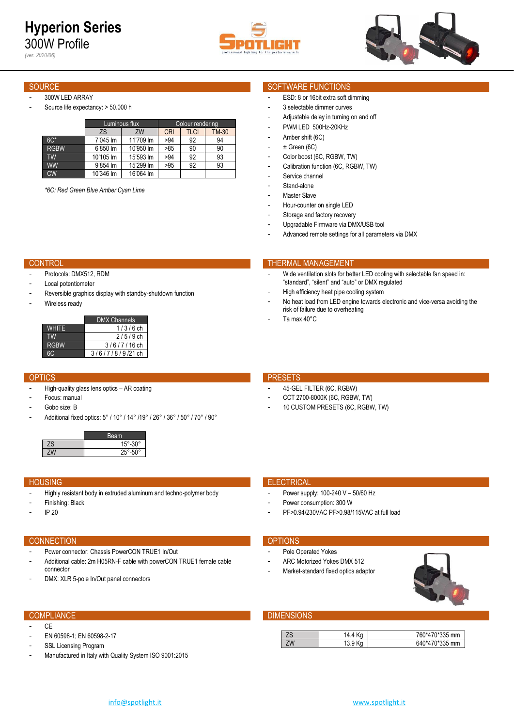# Hyperion Series

## 300W Profile

*(ver. 2020/06)*

## SOURCE

- 300W LED ARRAY
- Source life expectancy: > 50.000 h

| | Luminous flux | | Colour rendering | | |
|---|---|---|---|---|---|
| | ZS | ZW | CRI | TLCI | TM-30 |
| 6C* | 7'045 lm | 11'709 lm | >94 | 92 | 94 |
| RGBW | 6'850 lm | 10'950 lm | >85 | 90 | 90 |
| TW | 10'105 lm | 15'593 lm | >94 | 92 | 93 |
| WW | 9'854 lm | 15'299 lm | >95 | 92 | 93 |
| CW | 10'346 lm | 16'064 lm | | | |

*\*6C: Red Green Blue Amber Cyan Lime*

## SOFTWARE FUNCTIONS

- ESD: 8 or 16bit extra soft dimming
- 3 selectable dimmer curves
- Adjustable delay in turning on and off
- PWM LED 500Hz-20KHz
- Amber shift (6C)
- ± Green (6C)
- Color boost (6C, RGBW, TW)
- Calibration function (6C, RGBW, TW)
- Service channel
- Stand-alone
- Master Slave
- Hour-counter on single LED
- Storage and factory recovery
- Upgradable Firmware via DMX/USB tool
- Advanced remote settings for all parameters via DMX

## CONTROL

- Protocols: DMX512, RDM
- Local potentiometer
- Reversible graphics display with standby-shutdown function
- Wireless ready

| | DMX Channels |
|---|---|
| WHITE | 1 / 3 / 6 ch |
| TW | 2 / 5 / 9 ch |
| RGBW | 3 / 6 / 7 / 16 ch |
| 6C | 3 / 6 / 7 / 8 / 9 /21 ch |

## THERMAL MANAGEMENT

- Wide ventilation slots for better LED cooling with selectable fan speed in: "standard", "silent" and "auto" or DMX regulated
- High efficiency heat pipe cooling system
- No heat load from LED engine towards electronic and vice-versa avoiding the risk of failure due to overheating
- Ta max 40°C

## OPTICS

- High-quality glass lens optics – AR coating
- Focus: manual
- Gobo size: B
- Additional fixed optics: 5° / 10° / 14° /19° / 26° / 36° / 50° / 70° / 90°

| | Beam |
|---|---|
| ZS | 15°-30° |
| ZW | 25°-50° |

## PRESETS

- 45-GEL FILTER (6C, RGBW)
- CCT 2700-8000K (6C, RGBW, TW)
- 10 CUSTOM PRESETS (6C, RGBW, TW)

## HOUSING

- Highly resistant body in extruded aluminum and techno-polymer body
- Finishing: Black
- IP 20

## ELECTRICAL

- Power supply: 100-240 V – 50/60 Hz
- Power consumption: 300 W
- PF>0.94/230VAC PF>0.98/115VAC at full load

## CONNECTION

- Power connector: Chassis PowerCON TRUE1 In/Out
- Additional cable: 2m H05RN-F cable with powerCON TRUE1 female cable connector
- DMX: XLR 5-pole In/Out panel connectors

## OPTIONS

- Pole Operated Yokes
- ARC Motorized Yokes DMX 512
- Market-standard fixed optics adaptor

## COMPLIANCE

- CE
- EN 60598-1; EN 60598-2-17
- SSL Licensing Program
- Manufactured in Italy with Quality System ISO 9001:2015

## DIMENSIONS

| | | |
|---|---|---|
| ZS | 14.4 Kg | 760\*470\*335 mm |
| ZW | 13.9 Kg | 640\*470\*335 mm |

info@spotlight.it    www.spotlight.it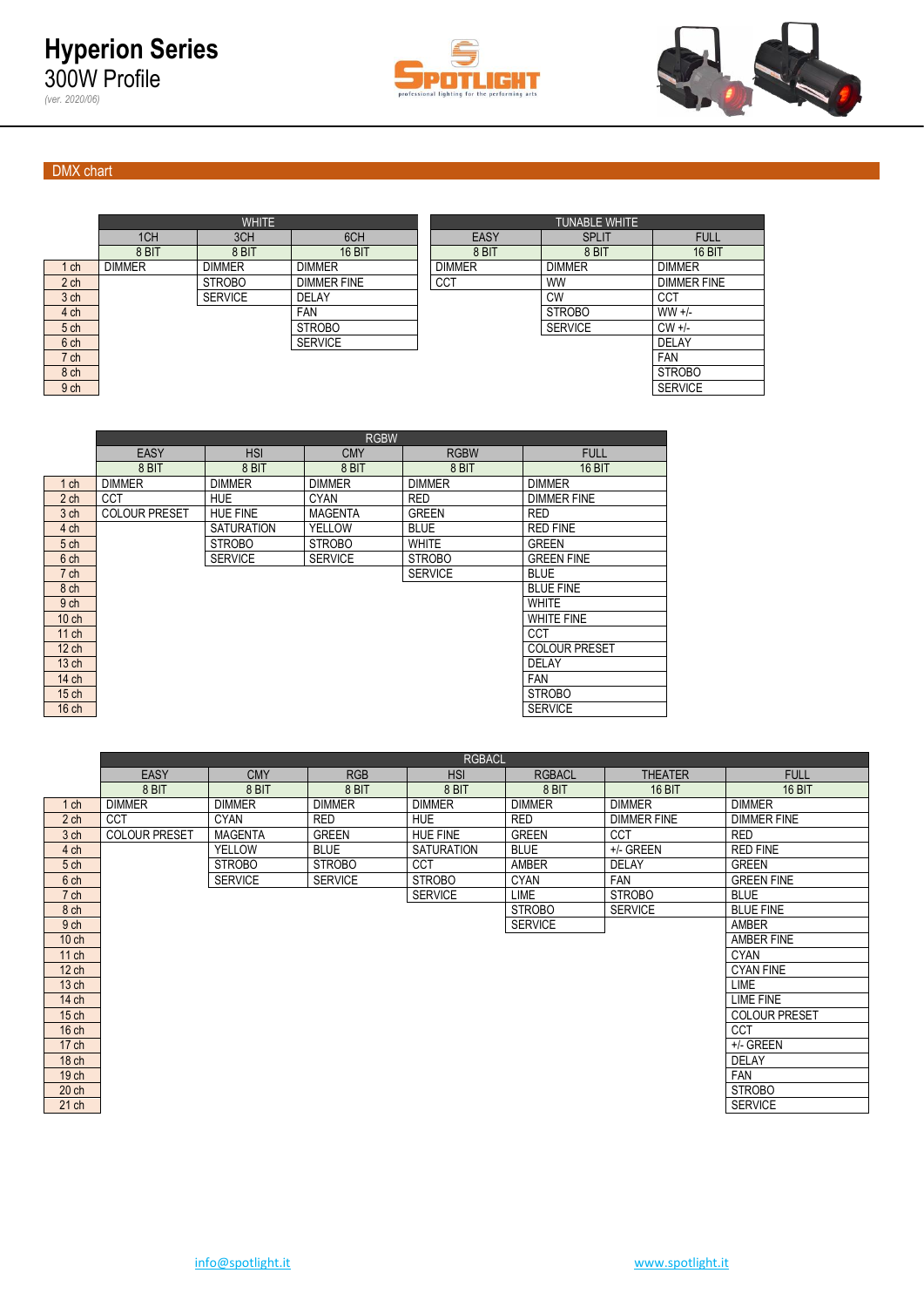# Hyperion Series

300W Profile

*(ver. 2020/06)*

## DMX chart

| | WHITE | | | TUNABLE WHITE | | |
|---|---|---|---|---|---|---|
| | 1CH | 3CH | 6CH | EASY | SPLIT | FULL |
| | 8 BIT | 8 BIT | 16 BIT | 8 BIT | 8 BIT | 16 BIT |
| 1 ch | DIMMER | DIMMER | DIMMER | DIMMER | DIMMER | DIMMER |
| 2 ch | | STROBO | DIMMER FINE | CCT | WW | DIMMER FINE |
| 3 ch | | SERVICE | DELAY | | CW | CCT |
| 4 ch | | | FAN | | STROBO | WW +/- |
| 5 ch | | | STROBO | | SERVICE | CW +/- |
| 6 ch | | | SERVICE | | | DELAY |
| 7 ch | | | | | | FAN |
| 8 ch | | | | | | STROBO |
| 9 ch | | | | | | SERVICE |

| | RGBW | | | | |
|---|---|---|---|---|---|
| | EASY | HSI | CMY | RGBW | FULL |
| | 8 BIT | 8 BIT | 8 BIT | 8 BIT | 16 BIT |
| 1 ch | DIMMER | DIMMER | DIMMER | DIMMER | DIMMER |
| 2 ch | CCT | HUE | CYAN | RED | DIMMER FINE |
| 3 ch | COLOUR PRESET | HUE FINE | MAGENTA | GREEN | RED |
| 4 ch | | SATURATION | YELLOW | BLUE | RED FINE |
| 5 ch | | STROBO | STROBO | WHITE | GREEN |
| 6 ch | | SERVICE | SERVICE | STROBO | GREEN FINE |
| 7 ch | | | | SERVICE | BLUE |
| 8 ch | | | | | BLUE FINE |
| 9 ch | | | | | WHITE |
| 10 ch | | | | | WHITE FINE |
| 11 ch | | | | | CCT |
| 12 ch | | | | | COLOUR PRESET |
| 13 ch | | | | | DELAY |
| 14 ch | | | | | FAN |
| 15 ch | | | | | STROBO |
| 16 ch | | | | | SERVICE |

| | RGBACL | | | | | | |
|---|---|---|---|---|---|---|---|
| | EASY | CMY | RGB | HSI | RGBACL | THEATER | FULL |
| | 8 BIT | 8 BIT | 8 BIT | 8 BIT | 8 BIT | 16 BIT | 16 BIT |
| 1 ch | DIMMER | DIMMER | DIMMER | DIMMER | DIMMER | DIMMER | DIMMER |
| 2 ch | CCT | CYAN | RED | HUE | RED | DIMMER FINE | DIMMER FINE |
| 3 ch | COLOUR PRESET | MAGENTA | GREEN | HUE FINE | GREEN | CCT | RED |
| 4 ch | | YELLOW | BLUE | SATURATION | BLUE | +/- GREEN | RED FINE |
| 5 ch | | STROBO | STROBO | CCT | AMBER | DELAY | GREEN |
| 6 ch | | SERVICE | SERVICE | STROBO | CYAN | FAN | GREEN FINE |
| 7 ch | | | | SERVICE | LIME | STROBO | BLUE |
| 8 ch | | | | | STROBO | SERVICE | BLUE FINE |
| 9 ch | | | | | SERVICE | | AMBER |
| 10 ch | | | | | | | AMBER FINE |
| 11 ch | | | | | | | CYAN |
| 12 ch | | | | | | | CYAN FINE |
| 13 ch | | | | | | | LIME |
| 14 ch | | | | | | | LIME FINE |
| 15 ch | | | | | | | COLOUR PRESET |
| 16 ch | | | | | | | CCT |
| 17 ch | | | | | | | +/- GREEN |
| 18 ch | | | | | | | DELAY |
| 19 ch | | | | | | | FAN |
| 20 ch | | | | | | | STROBO |
| 21 ch | | | | | | | SERVICE |

info@spotlight.it www.spotlight.it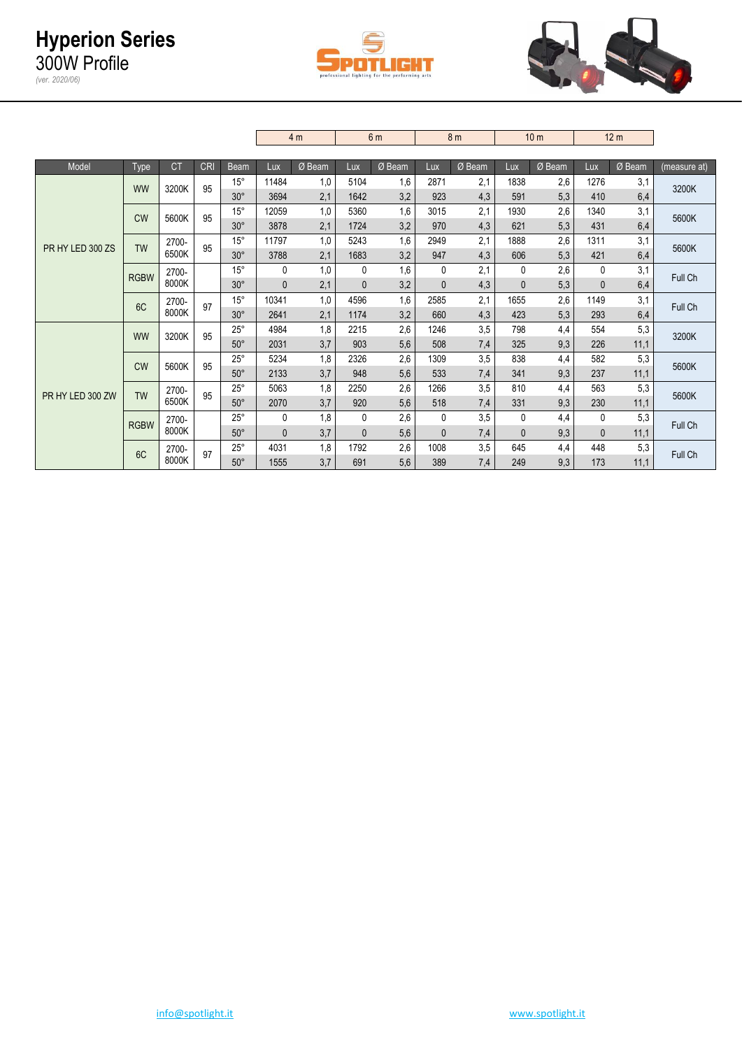# Hyperion Series
## 300W Profile

*(ver. 2020/06)*

SPOTLIGHT
professional lighting for the performing arts

| Model | Type | CT | CRI | Beam | 4 m Lux | 4 m Ø Beam | 6 m Lux | 6 m Ø Beam | 8 m Lux | 8 m Ø Beam | 10 m Lux | 10 m Ø Beam | 12 m Lux | 12 m Ø Beam | (measure at) |
|---|---|---|---|---|---|---|---|---|---|---|---|---|---|---|---|
| PR HY LED 300 ZS | WW | 3200K | 95 | 15° | 11484 | 1,0 | 5104 | 1,6 | 2871 | 2,1 | 1838 | 2,6 | 1276 | 3,1 | 3200K |
| | | | | 30° | 3694 | 2,1 | 1642 | 3,2 | 923 | 4,3 | 591 | 5,3 | 410 | 6,4 | |
| | CW | 5600K | 95 | 15° | 12059 | 1,0 | 5360 | 1,6 | 3015 | 2,1 | 1930 | 2,6 | 1340 | 3,1 | 5600K |
| | | | | 30° | 3878 | 2,1 | 1724 | 3,2 | 970 | 4,3 | 621 | 5,3 | 431 | 6,4 | |
| | TW | 2700-6500K | 95 | 15° | 11797 | 1,0 | 5243 | 1,6 | 2949 | 2,1 | 1888 | 2,6 | 1311 | 3,1 | 5600K |
| | | | | 30° | 3788 | 2,1 | 1683 | 3,2 | 947 | 4,3 | 606 | 5,3 | 421 | 6,4 | |
| | RGBW | 2700-8000K | | 15° | 0 | 1,0 | 0 | 1,6 | 0 | 2,1 | 0 | 2,6 | 0 | 3,1 | Full Ch |
| | | | | 30° | 0 | 2,1 | 0 | 3,2 | 0 | 4,3 | 0 | 5,3 | 0 | 6,4 | |
| | 6C | 2700-8000K | 97 | 15° | 10341 | 1,0 | 4596 | 1,6 | 2585 | 2,1 | 1655 | 2,6 | 1149 | 3,1 | Full Ch |
| | | | | 30° | 2641 | 2,1 | 1174 | 3,2 | 660 | 4,3 | 423 | 5,3 | 293 | 6,4 | |
| PR HY LED 300 ZW | WW | 3200K | 95 | 25° | 4984 | 1,8 | 2215 | 2,6 | 1246 | 3,5 | 798 | 4,4 | 554 | 5,3 | 3200K |
| | | | | 50° | 2031 | 3,7 | 903 | 5,6 | 508 | 7,4 | 325 | 9,3 | 226 | 11,1 | |
| | CW | 5600K | 95 | 25° | 5234 | 1,8 | 2326 | 2,6 | 1309 | 3,5 | 838 | 4,4 | 582 | 5,3 | 5600K |
| | | | | 50° | 2133 | 3,7 | 948 | 5,6 | 533 | 7,4 | 341 | 9,3 | 237 | 11,1 | |
| | TW | 2700-6500K | 95 | 25° | 5063 | 1,8 | 2250 | 2,6 | 1266 | 3,5 | 810 | 4,4 | 563 | 5,3 | 5600K |
| | | | | 50° | 2070 | 3,7 | 920 | 5,6 | 518 | 7,4 | 331 | 9,3 | 230 | 11,1 | |
| | RGBW | 2700-8000K | | 25° | 0 | 1,8 | 0 | 2,6 | 0 | 3,5 | 0 | 4,4 | 0 | 5,3 | Full Ch |
| | | | | 50° | 0 | 3,7 | 0 | 5,6 | 0 | 7,4 | 0 | 9,3 | 0 | 11,1 | |
| | 6C | 2700-8000K | 97 | 25° | 4031 | 1,8 | 1792 | 2,6 | 1008 | 3,5 | 645 | 4,4 | 448 | 5,3 | Full Ch |
| | | | | 50° | 1555 | 3,7 | 691 | 5,6 | 389 | 7,4 | 249 | 9,3 | 173 | 11,1 | |

info@spotlight.it www.spotlight.it